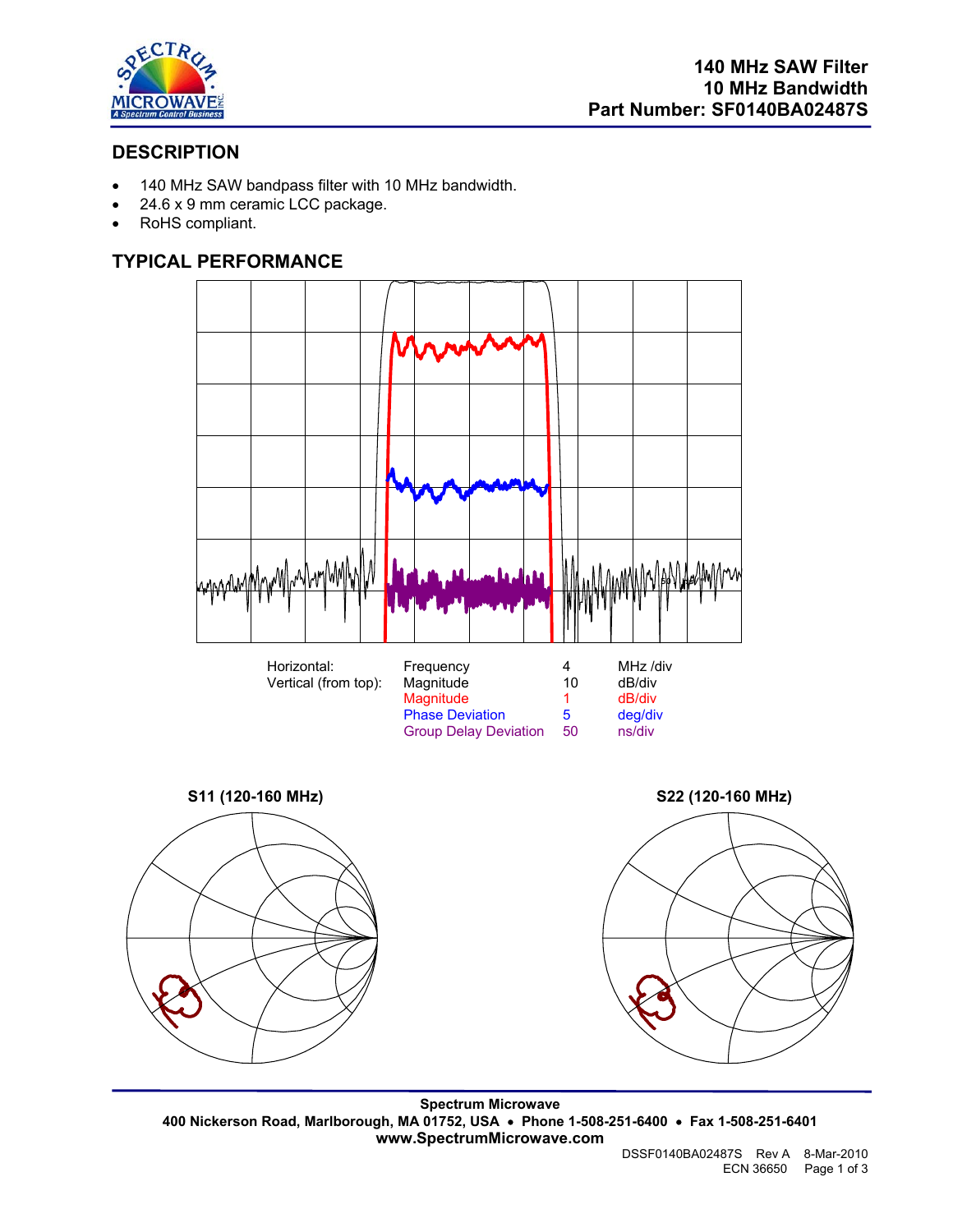# 140 MHz SAW Filter
# 10 MHz Bandwidth
# Part Number: SF0140BA02487S

## DESCRIPTION

- 140 MHz SAW bandpass filter with 10 MHz bandwidth.
- 24.6 x 9 mm ceramic LCC package.
- RoHS compliant.

## TYPICAL PERFORMANCE

| Horizontal: | Frequency | 4 | MHz /div |
|---|---|---|---|
| Vertical (from top): | Magnitude | 10 | dB/div |
| | Magnitude | 1 | dB/div |
| | Phase Deviation | 5 | deg/div |
| | Group Delay Deviation | 50 | ns/div |

**S11 (120-160 MHz)**

**S22 (120-160 MHz)**

**Spectrum Microwave**
**400 Nickerson Road, Marlborough, MA 01752, USA • Phone 1-508-251-6400 • Fax 1-508-251-6401**
**www.SpectrumMicrowave.com**

DSSF0140BA02487S Rev A 8-Mar-2010
ECN 36650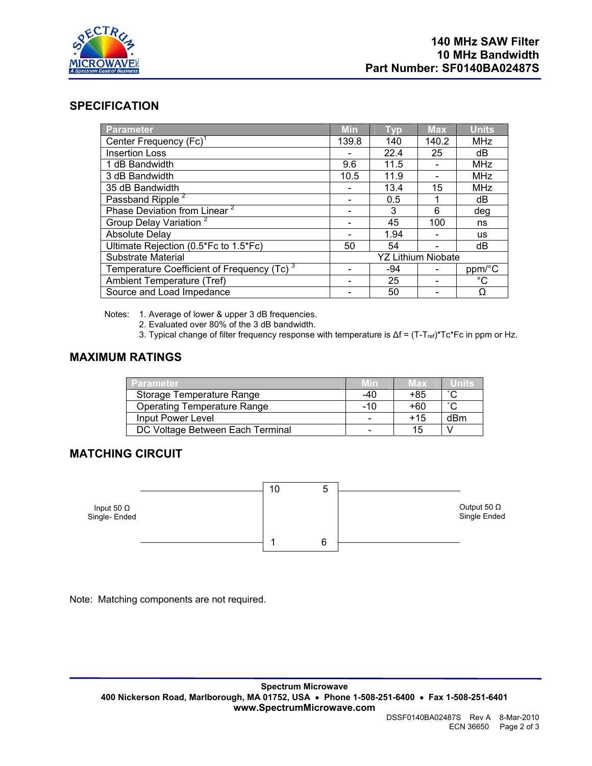**140 MHz SAW Filter**
**10 MHz Bandwidth**
**Part Number: SF0140BA02487S**

## SPECIFICATION

| Parameter | Min | Typ | Max | Units |
|---|---|---|---|---|
| Center Frequency (Fc)[1] | 139.8 | 140 | 140.2 | MHz |
| Insertion Loss | - | 22.4 | 25 | dB |
| 1 dB Bandwidth | 9.6 | 11.5 | - | MHz |
| 3 dB Bandwidth | 10.5 | 11.9 | - | MHz |
| 35 dB Bandwidth | - | 13.4 | 15 | MHz |
| Passband Ripple [2] | - | 0.5 | 1 | dB |
| Phase Deviation from Linear [2] | - | 3 | 6 | deg |
| Group Delay Variation [2] | - | 45 | 100 | ns |
| Absolute Delay | - | 1.94 | - | us |
| Ultimate Rejection (0.5*Fc to 1.5*Fc) | 50 | 54 | - | dB |
| Substrate Material | YZ Lithium Niobate | | | |
| Temperature Coefficient of Frequency (Tc) [3] | - | -94 | - | ppm/°C |
| Ambient Temperature (Tref) | - | 25 | - | °C |
| Source and Load Impedance | - | 50 | - | Ω |

Notes:
1. Average of lower & upper 3 dB frequencies.
2. Evaluated over 80% of the 3 dB bandwidth.
3. Typical change of filter frequency response with temperature is $\Delta f = (T-T_{ref})*Tc*Fc$ in ppm or Hz.

## MAXIMUM RATINGS

| Parameter | Min | Max | Units |
|---|---|---|---|
| Storage Temperature Range | -40 | +85 | °C |
| Operating Temperature Range | -10 | +60 | °C |
| Input Power Level | - | +15 | dBm |
| DC Voltage Between Each Terminal | - | 15 | V |

## MATCHING CIRCUIT

Input 50 Ω Single- Ended — pins 10, 1 | pins 5, 6 — Output 50 Ω Single Ended

Note: Matching components are not required.

**Spectrum Microwave**
**400 Nickerson Road, Marlborough, MA 01752, USA • Phone 1-508-251-6400 • Fax 1-508-251-6401**
**www.SpectrumMicrowave.com**

DSSF0140BA02487S Rev A 8-Mar-2010
ECN 36650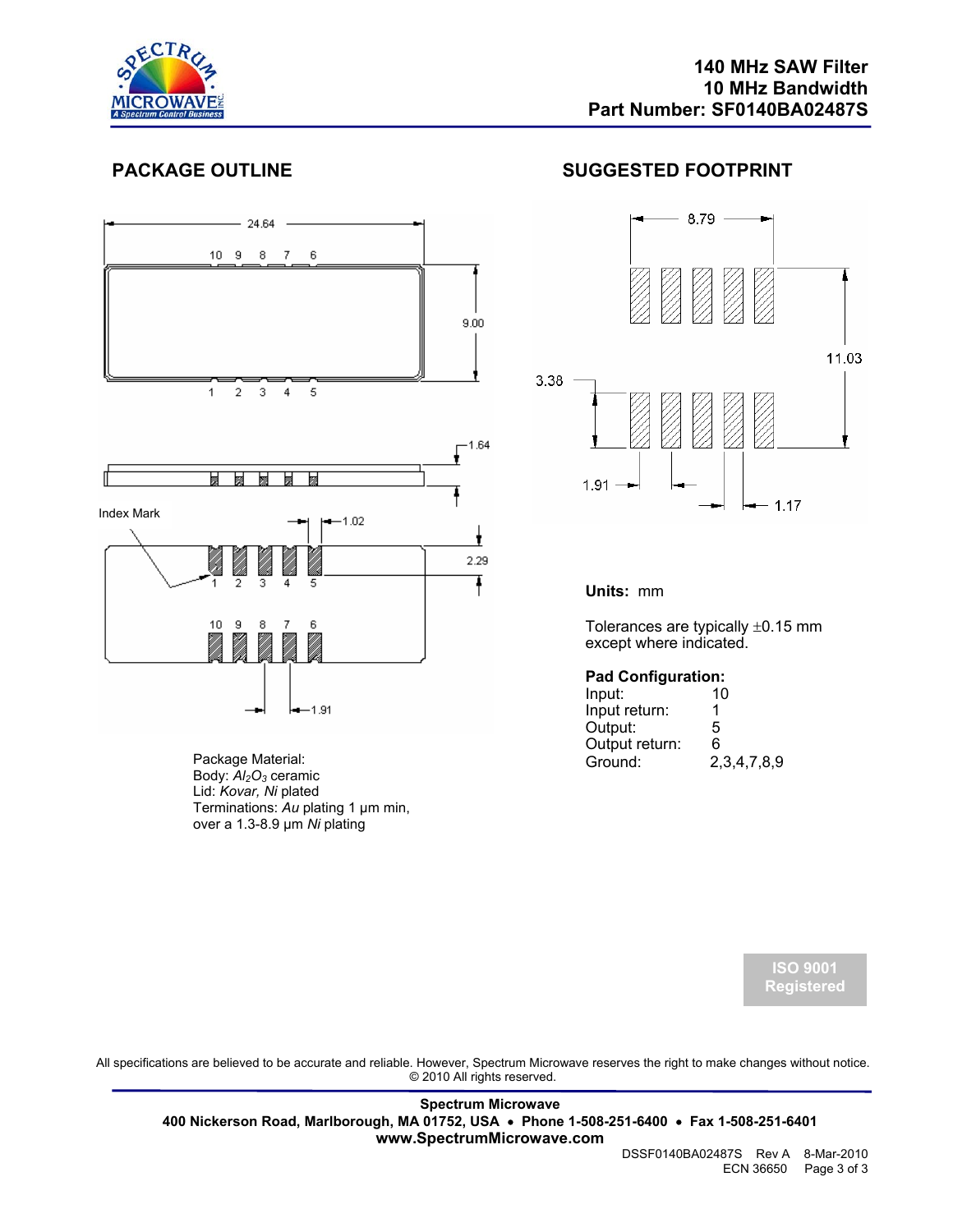## PACKAGE OUTLINE

24.64

10 9 8 7 6

9.00

1 2 3 4 5

1.64

Index Mark

1.02

2.29

1 2 3 4 5

10 9 8 7 6

1.91

Package Material:
Body: $Al_2O_3$ ceramic
Lid: *Kovar, Ni* plated
Terminations: *Au* plating 1 µm min, over a 1.3-8.9 µm *Ni* plating

## SUGGESTED FOOTPRINT

8.79

11.03

3.38

1.91

1.17

**Units:** mm

Tolerances are typically ±0.15 mm except where indicated.

**Pad Configuration:**

| | |
|---|---|
| Input: | 10 |
| Input return: | 1 |
| Output: | 5 |
| Output return: | 6 |
| Ground: | 2,3,4,7,8,9 |

ISO 9001 Registered

All specifications are believed to be accurate and reliable. However, Spectrum Microwave reserves the right to make changes without notice.
© 2010 All rights reserved.

**Spectrum Microwave**
**400 Nickerson Road, Marlborough, MA 01752, USA • Phone 1-508-251-6400 • Fax 1-508-251-6401**
**www.SpectrumMicrowave.com**

DSSF0140BA02487S Rev A 8-Mar-2010
ECN 36650